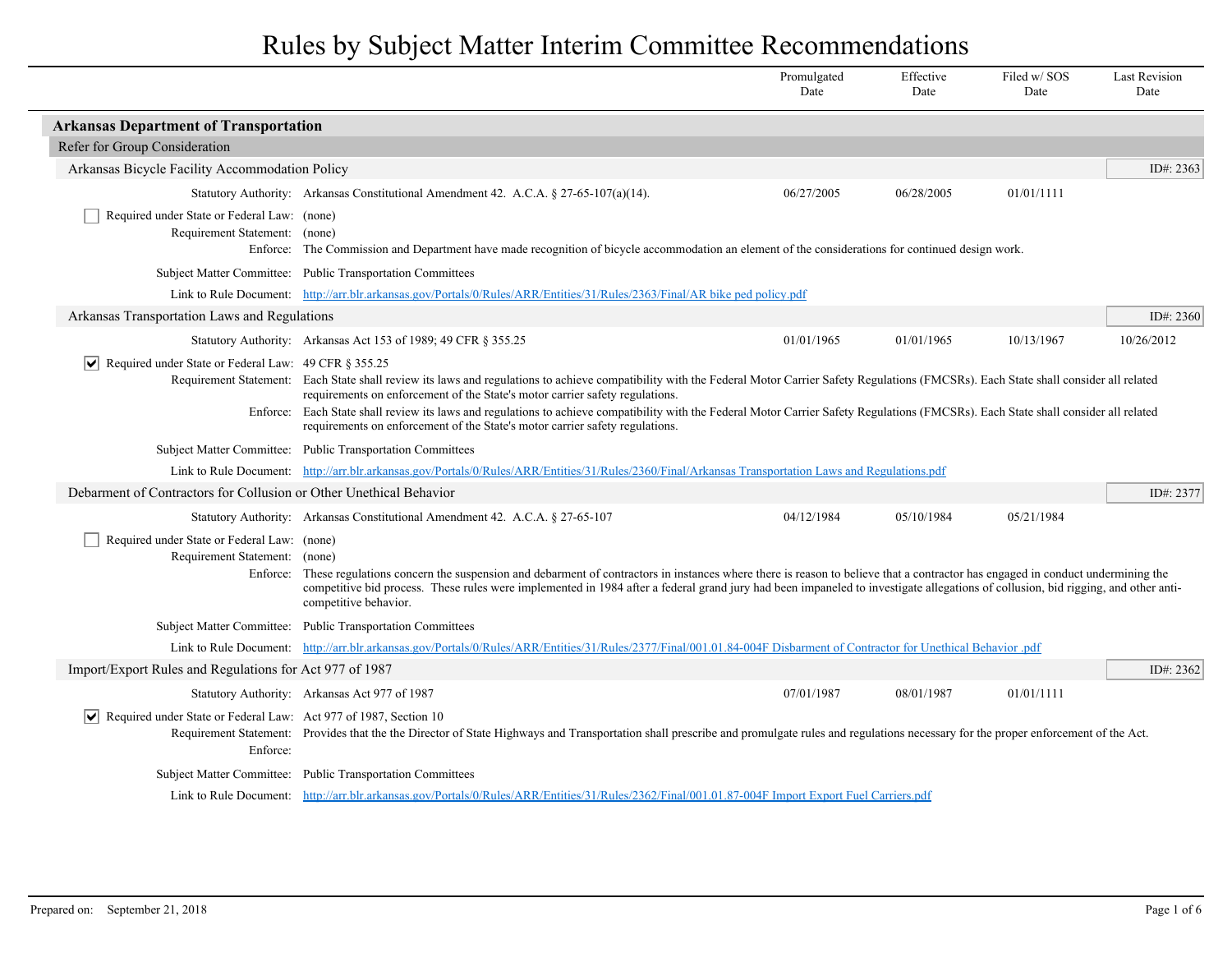# Rules by Subject Matter Interim Committee Recommendations

| | Promulgated Date | Effective Date | Filed w/ SOS Date | Last Revision Date |
|---|---|---|---|---|

## Arkansas Department of Transportation

### Refer for Group Consideration

#### Arkansas Bicycle Facility Accommodation Policy

ID#: 2363

| | Promulgated Date | Effective Date | Filed w/ SOS Date | Last Revision Date |
|---|---|---|---|---|
| **Statutory Authority:** Arkansas Constitutional Amendment 42. A.C.A. § 27-65-107(a)(14). | 06/27/2005 | 06/28/2005 | 01/01/1111 | |

☐ **Required under State or Federal Law:** (none)

**Requirement Statement:** (none)

**Enforce:** The Commission and Department have made recognition of bicycle accommodation an element of the considerations for continued design work.

**Subject Matter Committee:** Public Transportation Committees

**Link to Rule Document:** http://arr.blr.arkansas.gov/Portals/0/Rules/ARR/Entities/31/Rules/2363/Final/AR bike ped policy.pdf

#### Arkansas Transportation Laws and Regulations

ID#: 2360

| | Promulgated Date | Effective Date | Filed w/ SOS Date | Last Revision Date |
|---|---|---|---|---|
| **Statutory Authority:** Arkansas Act 153 of 1989; 49 CFR § 355.25 | 01/01/1965 | 01/01/1965 | 10/13/1967 | 10/26/2012 |

☑ **Required under State or Federal Law:** 49 CFR § 355.25

**Requirement Statement:** Each State shall review its laws and regulations to achieve compatibility with the Federal Motor Carrier Safety Regulations (FMCSRs). Each State shall consider all related requirements on enforcement of the State's motor carrier safety regulations.

**Enforce:** Each State shall review its laws and regulations to achieve compatibility with the Federal Motor Carrier Safety Regulations (FMCSRs). Each State shall consider all related requirements on enforcement of the State's motor carrier safety regulations.

**Subject Matter Committee:** Public Transportation Committees

**Link to Rule Document:** http://arr.blr.arkansas.gov/Portals/0/Rules/ARR/Entities/31/Rules/2360/Final/Arkansas Transportation Laws and Regulations.pdf

#### Debarment of Contractors for Collusion or Other Unethical Behavior

ID#: 2377

| | Promulgated Date | Effective Date | Filed w/ SOS Date | Last Revision Date |
|---|---|---|---|---|
| **Statutory Authority:** Arkansas Constitutional Amendment 42. A.C.A. § 27-65-107 | 04/12/1984 | 05/10/1984 | 05/21/1984 | |

☐ **Required under State or Federal Law:** (none)

**Requirement Statement:** (none)

**Enforce:** These regulations concern the suspension and debarment of contractors in instances where there is reason to believe that a contractor has engaged in conduct undermining the competitive bid process. These rules were implemented in 1984 after a federal grand jury had been impaneled to investigate allegations of collusion, bid rigging, and other anti-competitive behavior.

**Subject Matter Committee:** Public Transportation Committees

**Link to Rule Document:** http://arr.blr.arkansas.gov/Portals/0/Rules/ARR/Entities/31/Rules/2377/Final/001.01.84-004F Disbarment of Contractor for Unethical Behavior .pdf

#### Import/Export Rules and Regulations for Act 977 of 1987

ID#: 2362

| | Promulgated Date | Effective Date | Filed w/ SOS Date | Last Revision Date |
|---|---|---|---|---|
| **Statutory Authority:** Arkansas Act 977 of 1987 | 07/01/1987 | 08/01/1987 | 01/01/1111 | |

☑ **Required under State or Federal Law:** Act 977 of 1987, Section 10

**Requirement Statement:** Provides that the the Director of State Highways and Transportation shall prescribe and promulgate rules and regulations necessary for the proper enforcement of the Act.

**Enforce:**

**Subject Matter Committee:** Public Transportation Committees

**Link to Rule Document:** http://arr.blr.arkansas.gov/Portals/0/Rules/ARR/Entities/31/Rules/2362/Final/001.01.87-004F Import Export Fuel Carriers.pdf

Prepared on: September 21, 2018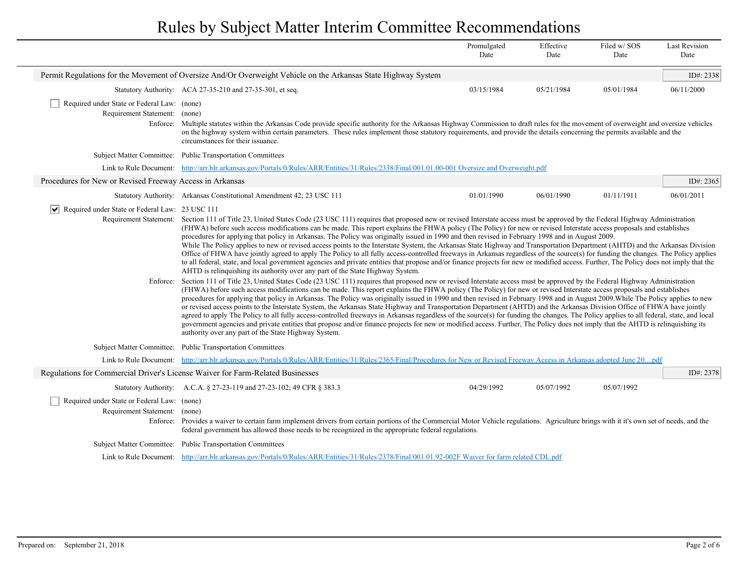# Rules by Subject Matter Interim Committee Recommendations

| | Promulgated Date | Effective Date | Filed w/ SOS Date | Last Revision Date |
|---|---|---|---|---|

## Permit Regulations for the Movement of Oversize And/Or Overweight Vehicle on the Arkansas State Highway System

ID#: 2338

| Statutory Authority | Promulgated Date | Effective Date | Filed w/ SOS Date | Last Revision Date |
|---|---|---|---|---|
| ACA 27-35-210 and 27-35-301, et seq. | 03/15/1984 | 05/21/1984 | 05/01/1984 | 06/11/2000 |

- [ ] Required under State or Federal Law: (none)

**Requirement Statement:** (none)

**Enforce:** Multiple statutes within the Arkansas Code provide specific authority for the Arkansas Highway Commission to draft rules for the movement of overweight and oversize vehicles on the highway system within certain parameters. These rules implement those statutory requirements, and provide the details concerning the permits available and the circumstances for their issuance.

**Subject Matter Committee:** Public Transportation Committees

**Link to Rule Document:** http://arr.blr.arkansas.gov/Portals/0/Rules/ARR/Entities/31/Rules/2338/Final/001.01.00-001 Oversize and Overweight.pdf

## Procedures for New or Revised Freeway Access in Arkansas

ID#: 2365

| Statutory Authority | Promulgated Date | Effective Date | Filed w/ SOS Date | Last Revision Date |
|---|---|---|---|---|
| Arkansas Constitutional Amendment 42; 23 USC 111 | 01/01/1990 | 06/01/1990 | 01/11/1911 | 06/01/2011 |

- [x] Required under State or Federal Law: 23 USC 111

**Requirement Statement:** Section 111 of Title 23, United States Code (23 USC 111) requires that proposed new or revised Interstate access must be approved by the Federal Highway Administration (FHWA) before such access modifications can be made. This report explains the FHWA policy (The Policy) for new or revised Interstate access proposals and establishes procedures for applying that policy in Arkansas. The Policy was originally issued in 1990 and then revised in February 1998 and in August 2009.
While The Policy applies to new or revised access points to the Interstate System, the Arkansas State Highway and Transportation Department (AHTD) and the Arkansas Division Office of FHWA have jointly agreed to apply The Policy to all fully access-controlled freeways in Arkansas regardless of the source(s) for funding the changes. The Policy applies to all federal, state, and local government agencies and private entities that propose and/or finance projects for new or modified access. Further, The Policy does not imply that the AHTD is relinquishing its authority over any part of the State Highway System.

**Enforce:** Section 111 of Title 23, United States Code (23 USC 111) requires that proposed new or revised Interstate access must be approved by the Federal Highway Administration (FHWA) before such access modifications can be made. This report explains the FHWA policy (The Policy) for new or revised Interstate access proposals and establishes procedures for applying that policy in Arkansas. The Policy was originally issued in 1990 and then revised in February 1998 and in August 2009.While The Policy applies to new or revised access points to the Interstate System, the Arkansas State Highway and Transportation Department (AHTD) and the Arkansas Division Office of FHWA have jointly agreed to apply The Policy to all fully access-controlled freeways in Arkansas regardless of the source(s) for funding the changes. The Policy applies to all federal, state, and local government agencies and private entities that propose and/or finance projects for new or modified access. Further, The Policy does not imply that the AHTD is relinquishing its authority over any part of the State Highway System.

**Subject Matter Committee:** Public Transportation Committees

**Link to Rule Document:** http://arr.blr.arkansas.gov/Portals/0/Rules/ARR/Entities/31/Rules/2365/Final/Procedures for New or Revised Freeway Access in Arkansas adopted June 20....pdf

## Regulations for Commercial Driver's License Waiver for Farm-Related Businesses

ID#: 2378

| Statutory Authority | Promulgated Date | Effective Date | Filed w/ SOS Date | Last Revision Date |
|---|---|---|---|---|
| A.C.A. § 27-23-119 and 27-23-102; 49 CFR § 383.3 | 04/29/1992 | 05/07/1992 | 05/07/1992 | |

- [ ] Required under State or Federal Law: (none)

**Requirement Statement:** (none)

**Enforce:** Provides a waiver to certain farm implement drivers from certain portions of the Commercial Motor Vehicle regulations. Agriculture brings with it it's own set of needs, and the federal government has allowed those needs to be recognized in the appropriate federal regulations.

**Subject Matter Committee:** Public Transportation Committees

**Link to Rule Document:** http://arr.blr.arkansas.gov/Portals/0/Rules/ARR/Entities/31/Rules/2378/Final/001.01.92-002F Waiver for farm related CDL.pdf

Prepared on: September 21, 2018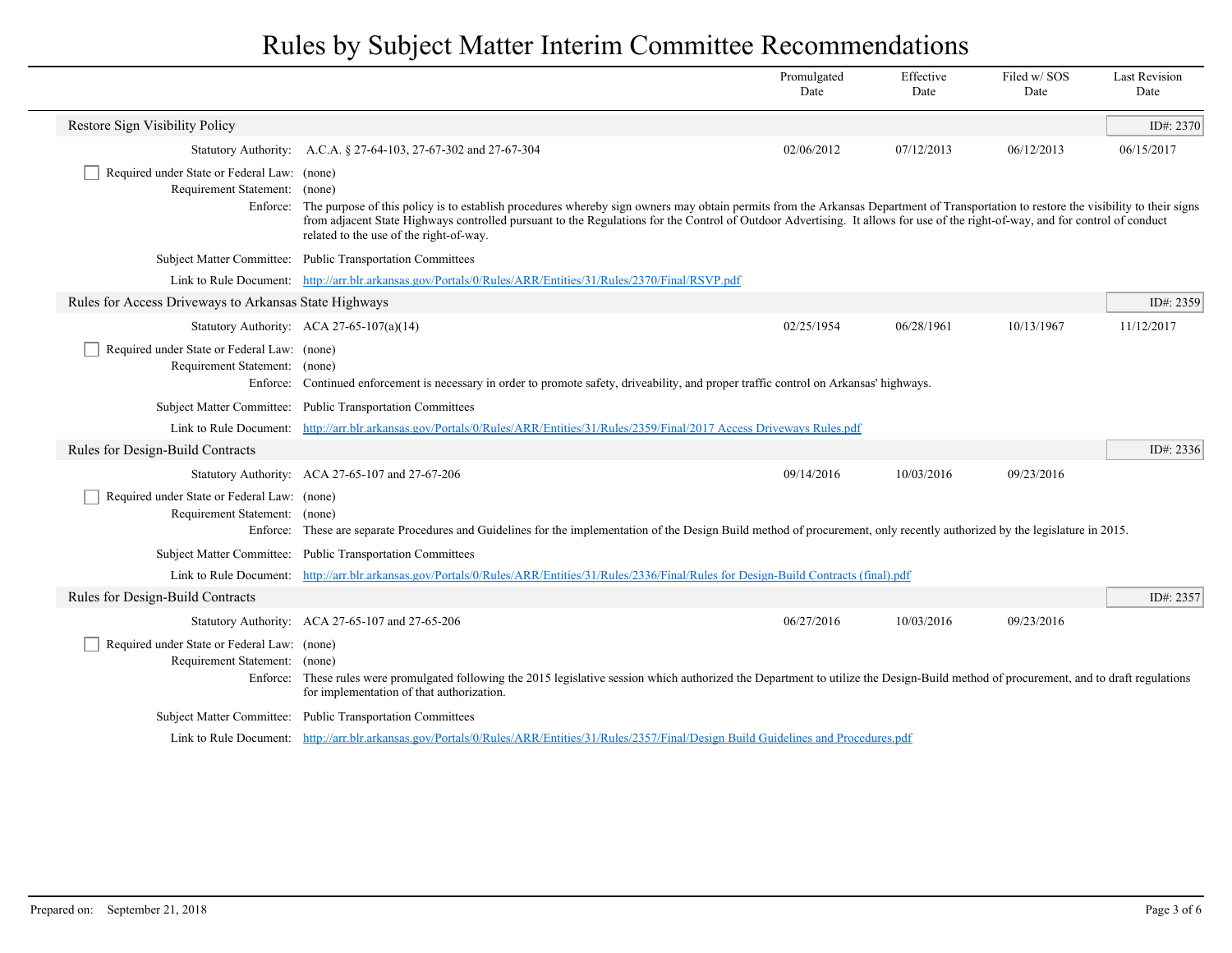# Rules by Subject Matter Interim Committee Recommendations

| | Promulgated Date | Effective Date | Filed w/ SOS Date | Last Revision Date |
|---|---|---|---|---|

## Restore Sign Visibility Policy

**ID#: 2370**

| | Promulgated Date | Effective Date | Filed w/ SOS Date | Last Revision Date |
|---|---|---|---|---|
| Statutory Authority: A.C.A. § 27-64-103, 27-67-302 and 27-67-304 | 02/06/2012 | 07/12/2013 | 06/12/2013 | 06/15/2017 |

☐ Required under State or Federal Law: (none)

Requirement Statement: (none)

Enforce: The purpose of this policy is to establish procedures whereby sign owners may obtain permits from the Arkansas Department of Transportation to restore the visibility to their signs from adjacent State Highways controlled pursuant to the Regulations for the Control of Outdoor Advertising. It allows for use of the right-of-way, and for control of conduct related to the use of the right-of-way.

Subject Matter Committee: Public Transportation Committees

Link to Rule Document: [http://arr.blr.arkansas.gov/Portals/0/Rules/ARR/Entities/31/Rules/2370/Final/RSVP.pdf](http://arr.blr.arkansas.gov/Portals/0/Rules/ARR/Entities/31/Rules/2370/Final/RSVP.pdf)

## Rules for Access Driveways to Arkansas State Highways

**ID#: 2359**

| | Promulgated Date | Effective Date | Filed w/ SOS Date | Last Revision Date |
|---|---|---|---|---|
| Statutory Authority: ACA 27-65-107(a)(14) | 02/25/1954 | 06/28/1961 | 10/13/1967 | 11/12/2017 |

☐ Required under State or Federal Law: (none)

Requirement Statement: (none)

Enforce: Continued enforcement is necessary in order to promote safety, driveability, and proper traffic control on Arkansas' highways.

Subject Matter Committee: Public Transportation Committees

Link to Rule Document: [http://arr.blr.arkansas.gov/Portals/0/Rules/ARR/Entities/31/Rules/2359/Final/2017 Access Driveways Rules.pdf](http://arr.blr.arkansas.gov/Portals/0/Rules/ARR/Entities/31/Rules/2359/Final/2017 Access Driveways Rules.pdf)

## Rules for Design-Build Contracts

**ID#: 2336**

| | Promulgated Date | Effective Date | Filed w/ SOS Date | Last Revision Date |
|---|---|---|---|---|
| Statutory Authority: ACA 27-65-107 and 27-67-206 | 09/14/2016 | 10/03/2016 | 09/23/2016 | |

☐ Required under State or Federal Law: (none)

Requirement Statement: (none)

Enforce: These are separate Procedures and Guidelines for the implementation of the Design Build method of procurement, only recently authorized by the legislature in 2015.

Subject Matter Committee: Public Transportation Committees

Link to Rule Document: [http://arr.blr.arkansas.gov/Portals/0/Rules/ARR/Entities/31/Rules/2336/Final/Rules for Design-Build Contracts (final).pdf](http://arr.blr.arkansas.gov/Portals/0/Rules/ARR/Entities/31/Rules/2336/Final/Rules for Design-Build Contracts (final).pdf)

## Rules for Design-Build Contracts

**ID#: 2357**

| | Promulgated Date | Effective Date | Filed w/ SOS Date | Last Revision Date |
|---|---|---|---|---|
| Statutory Authority: ACA 27-65-107 and 27-65-206 | 06/27/2016 | 10/03/2016 | 09/23/2016 | |

☐ Required under State or Federal Law: (none)

Requirement Statement: (none)

Enforce: These rules were promulgated following the 2015 legislative session which authorized the Department to utilize the Design-Build method of procurement, and to draft regulations for implementation of that authorization.

Subject Matter Committee: Public Transportation Committees

Link to Rule Document: [http://arr.blr.arkansas.gov/Portals/0/Rules/ARR/Entities/31/Rules/2357/Final/Design Build Guidelines and Procedures.pdf](http://arr.blr.arkansas.gov/Portals/0/Rules/ARR/Entities/31/Rules/2357/Final/Design Build Guidelines and Procedures.pdf)

Prepared on: September 21, 2018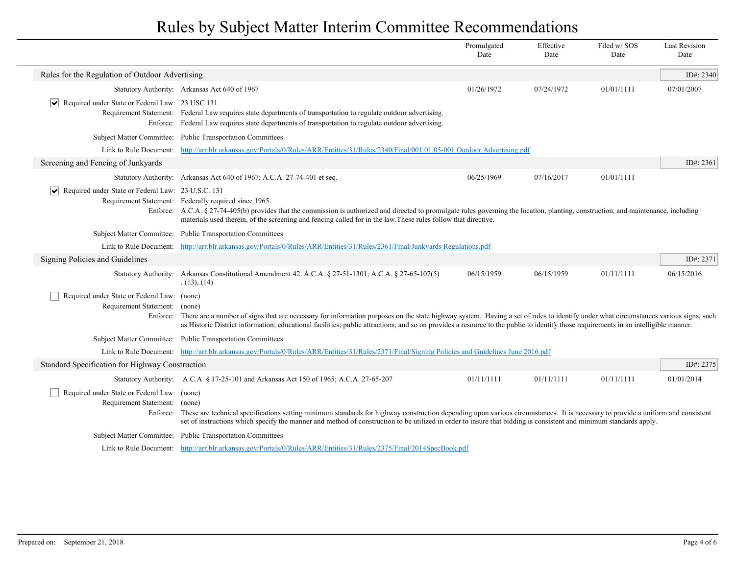# Rules by Subject Matter Interim Committee Recommendations

| | Promulgated Date | Effective Date | Filed w/ SOS Date | Last Revision Date |
|---|---|---|---|---|

## Rules for the Regulation of Outdoor Advertising

ID#: 2340

| | | Promulgated Date | Effective Date | Filed w/ SOS Date | Last Revision Date |
|---|---|---|---|---|---|
| Statutory Authority: | Arkansas Act 640 of 1967 | 01/26/1972 | 07/24/1972 | 01/01/1111 | 07/01/2007 |

- [x] Required under State or Federal Law: 23 USC 131

**Requirement Statement:** Federal Law requires state departments of transportation to regulate outdoor advertising.

**Enforce:** Federal Law requires state departments of transportation to regulate outdoor advertising.

**Subject Matter Committee:** Public Transportation Committees

**Link to Rule Document:** http://arr.blr.arkansas.gov/Portals/0/Rules/ARR/Entities/31/Rules/2340/Final/001.01.05-001 Outdoor Advertising.pdf

## Screening and Fencing of Junkyards

ID#: 2361

| | | Promulgated Date | Effective Date | Filed w/ SOS Date | Last Revision Date |
|---|---|---|---|---|---|
| Statutory Authority: | Arkansas Act 640 of 1967; A.C.A. 27-74-401 et seq. | 06/25/1969 | 07/16/2017 | 01/01/1111 | |

- [x] Required under State or Federal Law: 23 U.S.C. 131

**Requirement Statement:** Federally required since 1965.

**Enforce:** A.C.A. § 27-74-405(b) provides that the commission is authorized and directed to promulgate rules governing the location, planting, construction, and maintenance, including materials used therein, of the screening and fencing called for in the law.These rules follow that directive.

**Subject Matter Committee:** Public Transportation Committees

**Link to Rule Document:** http://arr.blr.arkansas.gov/Portals/0/Rules/ARR/Entities/31/Rules/2361/Final/Junkyards Regulations.pdf

## Signing Policies and Guidelines

ID#: 2371

| | | Promulgated Date | Effective Date | Filed w/ SOS Date | Last Revision Date |
|---|---|---|---|---|---|
| Statutory Authority: | Arkansas Constitutional Amendment 42. A.C.A. § 27-51-1301; A.C.A. § 27-65-107(5), (13), (14) | 06/15/1959 | 06/15/1959 | 01/11/1111 | 06/15/2016 |

- [ ] Required under State or Federal Law: (none)

**Requirement Statement:** (none)

**Enforce:** There are a number of signs that are necessary for information purposes on the state highway system. Having a set of rules to identify under what circumstances various signs, such as Historic District information; educational facilities; public attractions; and so on provides a resource to the public to identify those requirements in an intelligible manner.

**Subject Matter Committee:** Public Transportation Committees

**Link to Rule Document:** http://arr.blr.arkansas.gov/Portals/0/Rules/ARR/Entities/31/Rules/2371/Final/Signing Policies and Guidelines June 2016.pdf

## Standard Specification for Highway Construction

ID#: 2375

| | | Promulgated Date | Effective Date | Filed w/ SOS Date | Last Revision Date |
|---|---|---|---|---|---|
| Statutory Authority: | A.C.A. § 17-25-101 and Arkansas Act 150 of 1965; A.C.A. 27-65-207 | 01/11/1111 | 01/11/1111 | 01/11/1111 | 01/01/2014 |

- [ ] Required under State or Federal Law: (none)

**Requirement Statement:** (none)

**Enforce:** These are technical specifications setting minimum standards for highway construction depending upon various circumstances. It is necessary to provide a uniform and consistent set of instructions which specify the manner and method of construction to be utilized in order to insure that bidding is consistent and minimum standards apply.

**Subject Matter Committee:** Public Transportation Committees

**Link to Rule Document:** http://arr.blr.arkansas.gov/Portals/0/Rules/ARR/Entities/31/Rules/2375/Final/2014SpecBook.pdf

Prepared on: September 21, 2018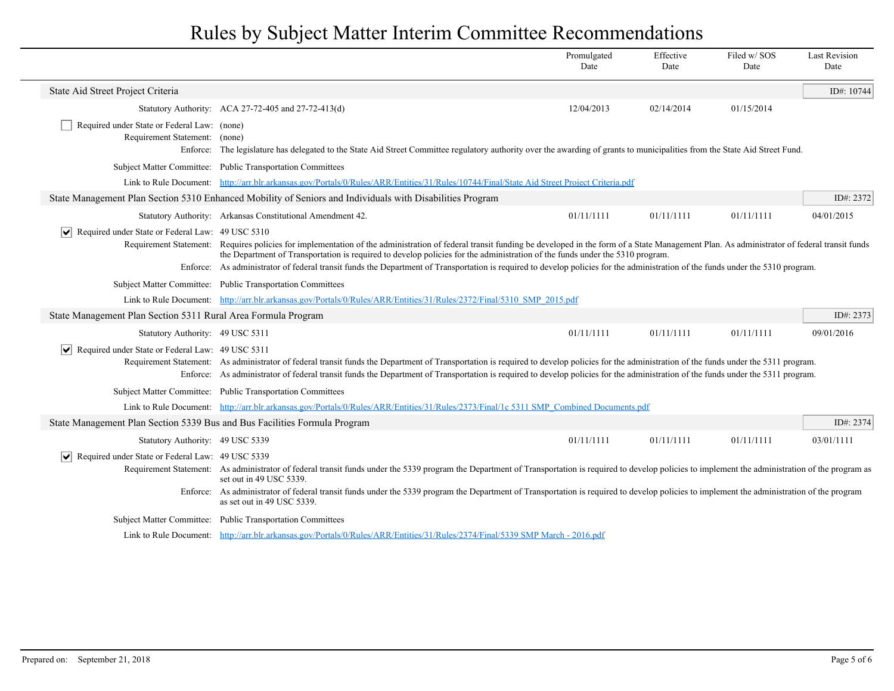# Rules by Subject Matter Interim Committee Recommendations

| | Promulgated Date | Effective Date | Filed w/ SOS Date | Last Revision Date |
|---|---|---|---|---|

## State Aid Street Project Criteria

ID#: 10744

| | | Promulgated Date | Effective Date | Filed w/ SOS Date | Last Revision Date |
|---|---|---|---|---|---|
| Statutory Authority: | ACA 27-72-405 and 27-72-413(d) | 12/04/2013 | 02/14/2014 | 01/15/2014 | |

☐ Required under State or Federal Law: (none)

Requirement Statement: (none)

Enforce: The legislature has delegated to the State Aid Street Committee regulatory authority over the awarding of grants to municipalities from the State Aid Street Fund.

Subject Matter Committee: Public Transportation Committees

Link to Rule Document: http://arr.blr.arkansas.gov/Portals/0/Rules/ARR/Entities/31/Rules/10744/Final/State Aid Street Project Criteria.pdf

## State Management Plan Section 5310 Enhanced Mobility of Seniors and Individuals with Disabilities Program

ID#: 2372

| | | Promulgated Date | Effective Date | Filed w/ SOS Date | Last Revision Date |
|---|---|---|---|---|---|
| Statutory Authority: | Arkansas Constitutional Amendment 42. | 01/11/1111 | 01/11/1111 | 01/11/1111 | 04/01/2015 |

☑ Required under State or Federal Law: 49 USC 5310

Requirement Statement: Requires policies for implementation of the administration of federal transit funding be developed in the form of a State Management Plan. As administrator of federal transit funds the Department of Transportation is required to develop policies for the administration of the funds under the 5310 program.

Enforce: As administrator of federal transit funds the Department of Transportation is required to develop policies for the administration of the funds under the 5310 program.

Subject Matter Committee: Public Transportation Committees

Link to Rule Document: http://arr.blr.arkansas.gov/Portals/0/Rules/ARR/Entities/31/Rules/2372/Final/5310_SMP_2015.pdf

## State Management Plan Section 5311 Rural Area Formula Program

ID#: 2373

| | | Promulgated Date | Effective Date | Filed w/ SOS Date | Last Revision Date |
|---|---|---|---|---|---|
| Statutory Authority: | 49 USC 5311 | 01/11/1111 | 01/11/1111 | 01/11/1111 | 09/01/2016 |

☑ Required under State or Federal Law: 49 USC 5311

Requirement Statement: As administrator of federal transit funds the Department of Transportation is required to develop policies for the administration of the funds under the 5311 program.

Enforce: As administrator of federal transit funds the Department of Transportation is required to develop policies for the administration of the funds under the 5311 program.

Subject Matter Committee: Public Transportation Committees

Link to Rule Document: http://arr.blr.arkansas.gov/Portals/0/Rules/ARR/Entities/31/Rules/2373/Final/1c 5311 SMP_Combined Documents.pdf

## State Management Plan Section 5339 Bus and Bus Facilities Formula Program

ID#: 2374

| | | Promulgated Date | Effective Date | Filed w/ SOS Date | Last Revision Date |
|---|---|---|---|---|---|
| Statutory Authority: | 49 USC 5339 | 01/11/1111 | 01/11/1111 | 01/11/1111 | 03/01/1111 |

☑ Required under State or Federal Law: 49 USC 5339

Requirement Statement: As administrator of federal transit funds under the 5339 program the Department of Transportation is required to develop policies to implement the administration of the program as set out in 49 USC 5339.

Enforce: As administrator of federal transit funds under the 5339 program the Department of Transportation is required to develop policies to implement the administration of the program as set out in 49 USC 5339.

Subject Matter Committee: Public Transportation Committees

Link to Rule Document: http://arr.blr.arkansas.gov/Portals/0/Rules/ARR/Entities/31/Rules/2374/Final/5339 SMP March - 2016.pdf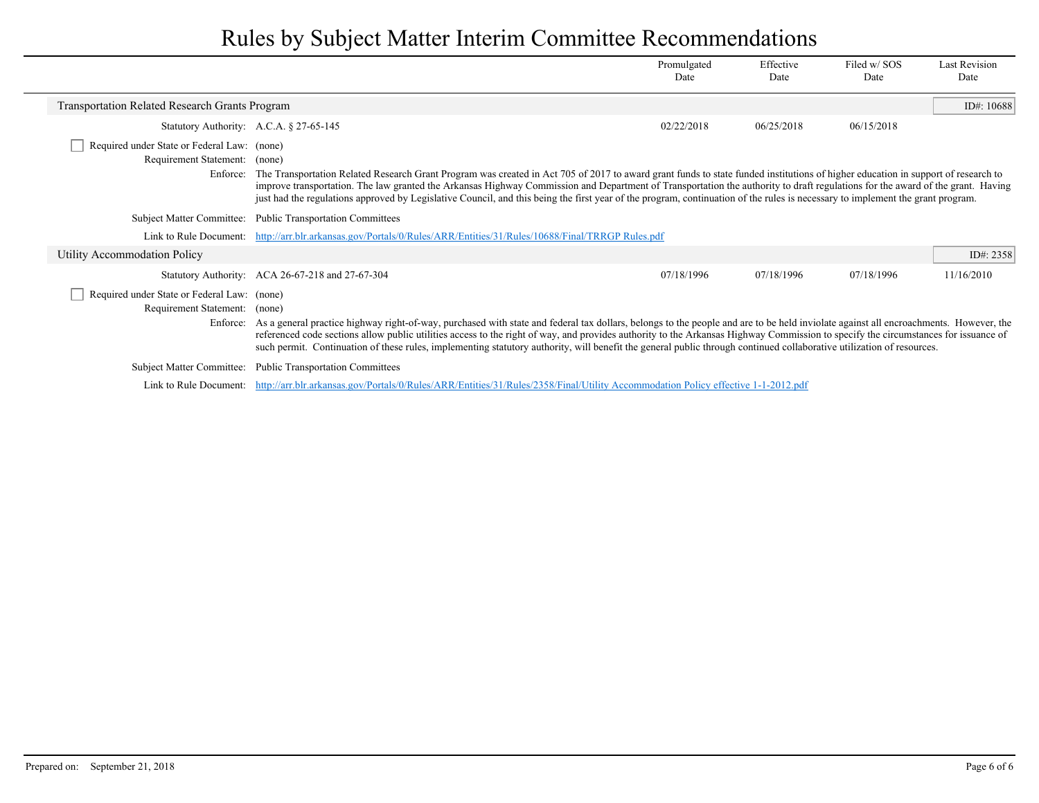# Rules by Subject Matter Interim Committee Recommendations

| | Promulgated Date | Effective Date | Filed w/ SOS Date | Last Revision Date |
|---|---|---|---|---|

## Transportation Related Research Grants Program

ID#: 10688

| | | Promulgated Date | Effective Date | Filed w/ SOS Date | Last Revision Date |
|---|---|---|---|---|---|
| Statutory Authority: | A.C.A. § 27-65-145 | 02/22/2018 | 06/25/2018 | 06/15/2018 | |

☐ Required under State or Federal Law: (none)

Requirement Statement: (none)

Enforce: The Transportation Related Research Grant Program was created in Act 705 of 2017 to award grant funds to state funded institutions of higher education in support of research to improve transportation. The law granted the Arkansas Highway Commission and Department of Transportation the authority to draft regulations for the award of the grant. Having just had the regulations approved by Legislative Council, and this being the first year of the program, continuation of the rules is necessary to implement the grant program.

Subject Matter Committee: Public Transportation Committees

Link to Rule Document: [http://arr.blr.arkansas.gov/Portals/0/Rules/ARR/Entities/31/Rules/10688/Final/TRRGP Rules.pdf](http://arr.blr.arkansas.gov/Portals/0/Rules/ARR/Entities/31/Rules/10688/Final/TRRGP Rules.pdf)

## Utility Accommodation Policy

ID#: 2358

| | | Promulgated Date | Effective Date | Filed w/ SOS Date | Last Revision Date |
|---|---|---|---|---|---|
| Statutory Authority: | ACA 26-67-218 and 27-67-304 | 07/18/1996 | 07/18/1996 | 07/18/1996 | 11/16/2010 |

☐ Required under State or Federal Law: (none)

Requirement Statement: (none)

Enforce: As a general practice highway right-of-way, purchased with state and federal tax dollars, belongs to the people and are to be held inviolate against all encroachments. However, the referenced code sections allow public utilities access to the right of way, and provides authority to the Arkansas Highway Commission to specify the circumstances for issuance of such permit. Continuation of these rules, implementing statutory authority, will benefit the general public through continued collaborative utilization of resources.

Subject Matter Committee: Public Transportation Committees

Link to Rule Document: [http://arr.blr.arkansas.gov/Portals/0/Rules/ARR/Entities/31/Rules/2358/Final/Utility Accommodation Policy effective 1-1-2012.pdf](http://arr.blr.arkansas.gov/Portals/0/Rules/ARR/Entities/31/Rules/2358/Final/Utility Accommodation Policy effective 1-1-2012.pdf)

Prepared on: September 21, 2018